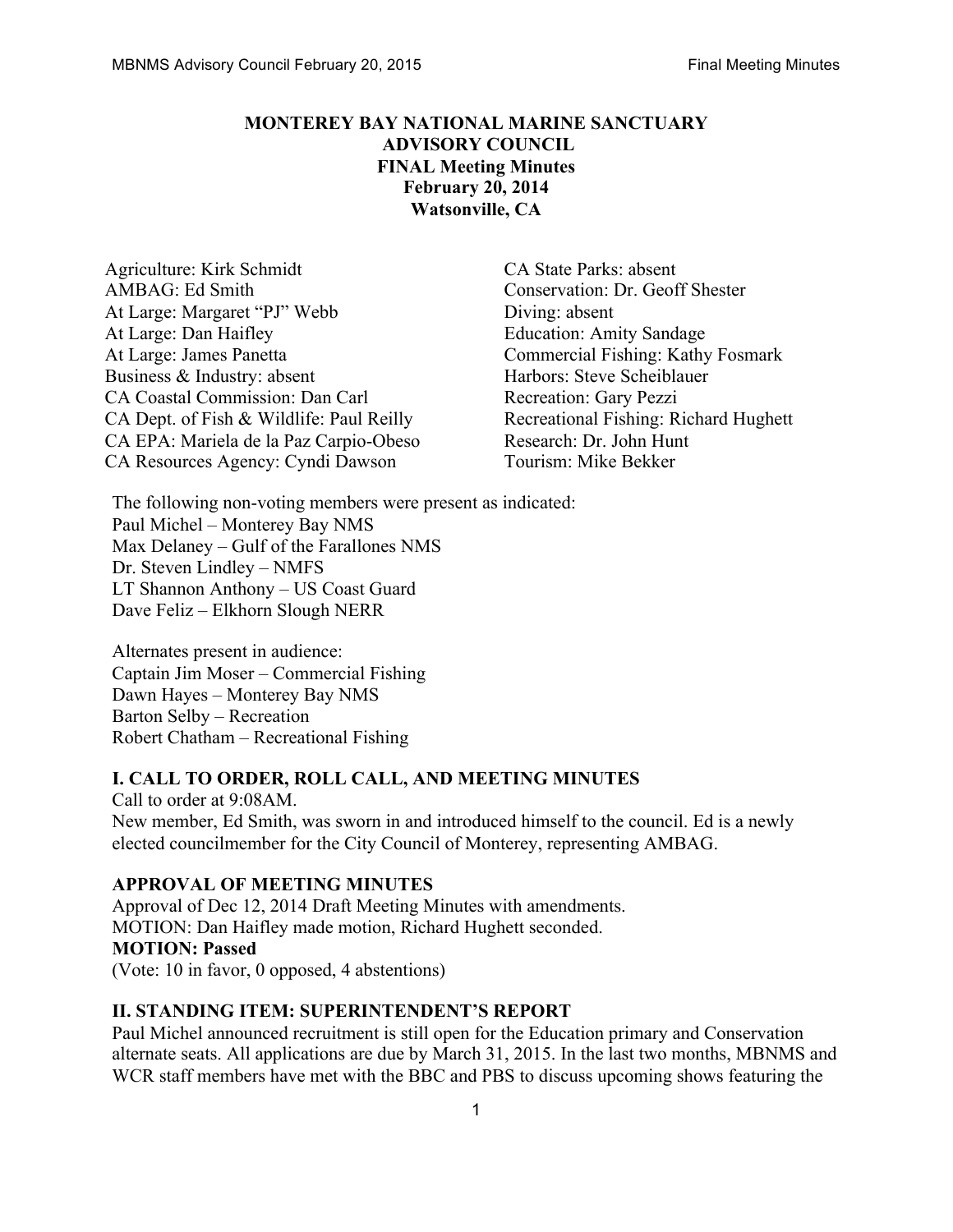**MONTEREY BAY NATIONAL MARINE SANCTUARY**
**ADVISORY COUNCIL**
**FINAL Meeting Minutes**
**February 20, 2014**
**Watsonville, CA**

Agriculture: Kirk Schmidt
AMBAG: Ed Smith
At Large: Margaret "PJ" Webb
At Large: Dan Haifley
At Large: James Panetta
Business & Industry: absent
CA Coastal Commission: Dan Carl
CA Dept. of Fish & Wildlife: Paul Reilly
CA EPA: Mariela de la Paz Carpio-Obeso
CA Resources Agency: Cyndi Dawson
CA State Parks: absent
Conservation: Dr. Geoff Shester
Diving: absent
Education: Amity Sandage
Commercial Fishing: Kathy Fosmark
Harbors: Steve Scheiblauer
Recreation: Gary Pezzi
Recreational Fishing: Richard Hughett
Research: Dr. John Hunt
Tourism: Mike Bekker

The following non-voting members were present as indicated:
Paul Michel – Monterey Bay NMS
Max Delaney – Gulf of the Farallones NMS
Dr. Steven Lindley – NMFS
LT Shannon Anthony – US Coast Guard
Dave Feliz – Elkhorn Slough NERR

Alternates present in audience:
Captain Jim Moser – Commercial Fishing
Dawn Hayes – Monterey Bay NMS
Barton Selby – Recreation
Robert Chatham – Recreational Fishing

## I. CALL TO ORDER, ROLL CALL, AND MEETING MINUTES

Call to order at 9:08AM.
New member, Ed Smith, was sworn in and introduced himself to the council. Ed is a newly elected councilmember for the City Council of Monterey, representing AMBAG.

### APPROVAL OF MEETING MINUTES

Approval of Dec 12, 2014 Draft Meeting Minutes with amendments.
MOTION: Dan Haifley made motion, Richard Hughett seconded.
**MOTION: Passed**
(Vote: 10 in favor, 0 opposed, 4 abstentions)

## II. STANDING ITEM: SUPERINTENDENT'S REPORT

Paul Michel announced recruitment is still open for the Education primary and Conservation alternate seats. All applications are due by March 31, 2015. In the last two months, MBNMS and WCR staff members have met with the BBC and PBS to discuss upcoming shows featuring the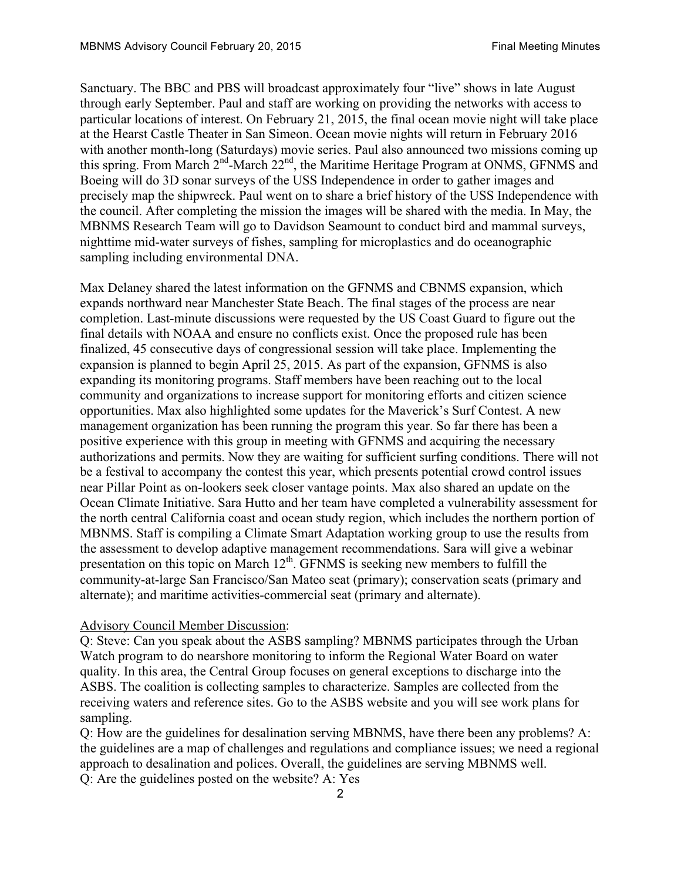Sanctuary. The BBC and PBS will broadcast approximately four "live" shows in late August through early September. Paul and staff are working on providing the networks with access to particular locations of interest. On February 21, 2015, the final ocean movie night will take place at the Hearst Castle Theater in San Simeon. Ocean movie nights will return in February 2016 with another month-long (Saturdays) movie series. Paul also announced two missions coming up this spring. From March 2nd-March 22nd, the Maritime Heritage Program at ONMS, GFNMS and Boeing will do 3D sonar surveys of the USS Independence in order to gather images and precisely map the shipwreck. Paul went on to share a brief history of the USS Independence with the council. After completing the mission the images will be shared with the media. In May, the MBNMS Research Team will go to Davidson Seamount to conduct bird and mammal surveys, nighttime mid-water surveys of fishes, sampling for microplastics and do oceanographic sampling including environmental DNA.

Max Delaney shared the latest information on the GFNMS and CBNMS expansion, which expands northward near Manchester State Beach. The final stages of the process are near completion. Last-minute discussions were requested by the US Coast Guard to figure out the final details with NOAA and ensure no conflicts exist. Once the proposed rule has been finalized, 45 consecutive days of congressional session will take place. Implementing the expansion is planned to begin April 25, 2015. As part of the expansion, GFNMS is also expanding its monitoring programs. Staff members have been reaching out to the local community and organizations to increase support for monitoring efforts and citizen science opportunities. Max also highlighted some updates for the Maverick's Surf Contest. A new management organization has been running the program this year. So far there has been a positive experience with this group in meeting with GFNMS and acquiring the necessary authorizations and permits. Now they are waiting for sufficient surfing conditions. There will not be a festival to accompany the contest this year, which presents potential crowd control issues near Pillar Point as on-lookers seek closer vantage points. Max also shared an update on the Ocean Climate Initiative. Sara Hutto and her team have completed a vulnerability assessment for the north central California coast and ocean study region, which includes the northern portion of MBNMS. Staff is compiling a Climate Smart Adaptation working group to use the results from the assessment to develop adaptive management recommendations. Sara will give a webinar presentation on this topic on March 12th. GFNMS is seeking new members to fulfill the community-at-large San Francisco/San Mateo seat (primary); conservation seats (primary and alternate); and maritime activities-commercial seat (primary and alternate).

Advisory Council Member Discussion:

Q: Steve: Can you speak about the ASBS sampling? MBNMS participates through the Urban Watch program to do nearshore monitoring to inform the Regional Water Board on water quality. In this area, the Central Group focuses on general exceptions to discharge into the ASBS. The coalition is collecting samples to characterize. Samples are collected from the receiving waters and reference sites. Go to the ASBS website and you will see work plans for sampling.

Q: How are the guidelines for desalination serving MBNMS, have there been any problems? A: the guidelines are a map of challenges and regulations and compliance issues; we need a regional approach to desalination and polices. Overall, the guidelines are serving MBNMS well.

Q: Are the guidelines posted on the website? A: Yes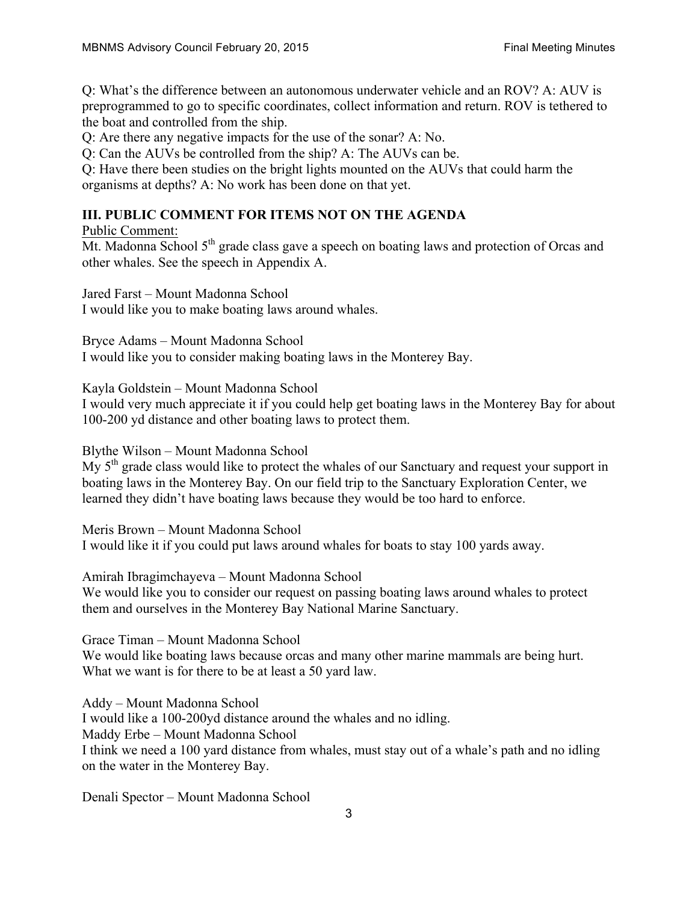Q: What's the difference between an autonomous underwater vehicle and an ROV? A: AUV is preprogrammed to go to specific coordinates, collect information and return. ROV is tethered to the boat and controlled from the ship.

Q: Are there any negative impacts for the use of the sonar? A: No.

Q: Can the AUVs be controlled from the ship? A: The AUVs can be.

Q: Have there been studies on the bright lights mounted on the AUVs that could harm the organisms at depths? A: No work has been done on that yet.

## III. PUBLIC COMMENT FOR ITEMS NOT ON THE AGENDA

Public Comment:

Mt. Madonna School 5th grade class gave a speech on boating laws and protection of Orcas and other whales. See the speech in Appendix A.

Jared Farst – Mount Madonna School
I would like you to make boating laws around whales.

Bryce Adams – Mount Madonna School
I would like you to consider making boating laws in the Monterey Bay.

Kayla Goldstein – Mount Madonna School
I would very much appreciate it if you could help get boating laws in the Monterey Bay for about 100-200 yd distance and other boating laws to protect them.

Blythe Wilson – Mount Madonna School
My 5th grade class would like to protect the whales of our Sanctuary and request your support in boating laws in the Monterey Bay. On our field trip to the Sanctuary Exploration Center, we learned they didn't have boating laws because they would be too hard to enforce.

Meris Brown – Mount Madonna School
I would like it if you could put laws around whales for boats to stay 100 yards away.

Amirah Ibragimchayeva – Mount Madonna School
We would like you to consider our request on passing boating laws around whales to protect them and ourselves in the Monterey Bay National Marine Sanctuary.

Grace Timan – Mount Madonna School
We would like boating laws because orcas and many other marine mammals are being hurt. What we want is for there to be at least a 50 yard law.

Addy – Mount Madonna School
I would like a 100-200yd distance around the whales and no idling.

Maddy Erbe – Mount Madonna School
I think we need a 100 yard distance from whales, must stay out of a whale's path and no idling on the water in the Monterey Bay.

Denali Spector – Mount Madonna School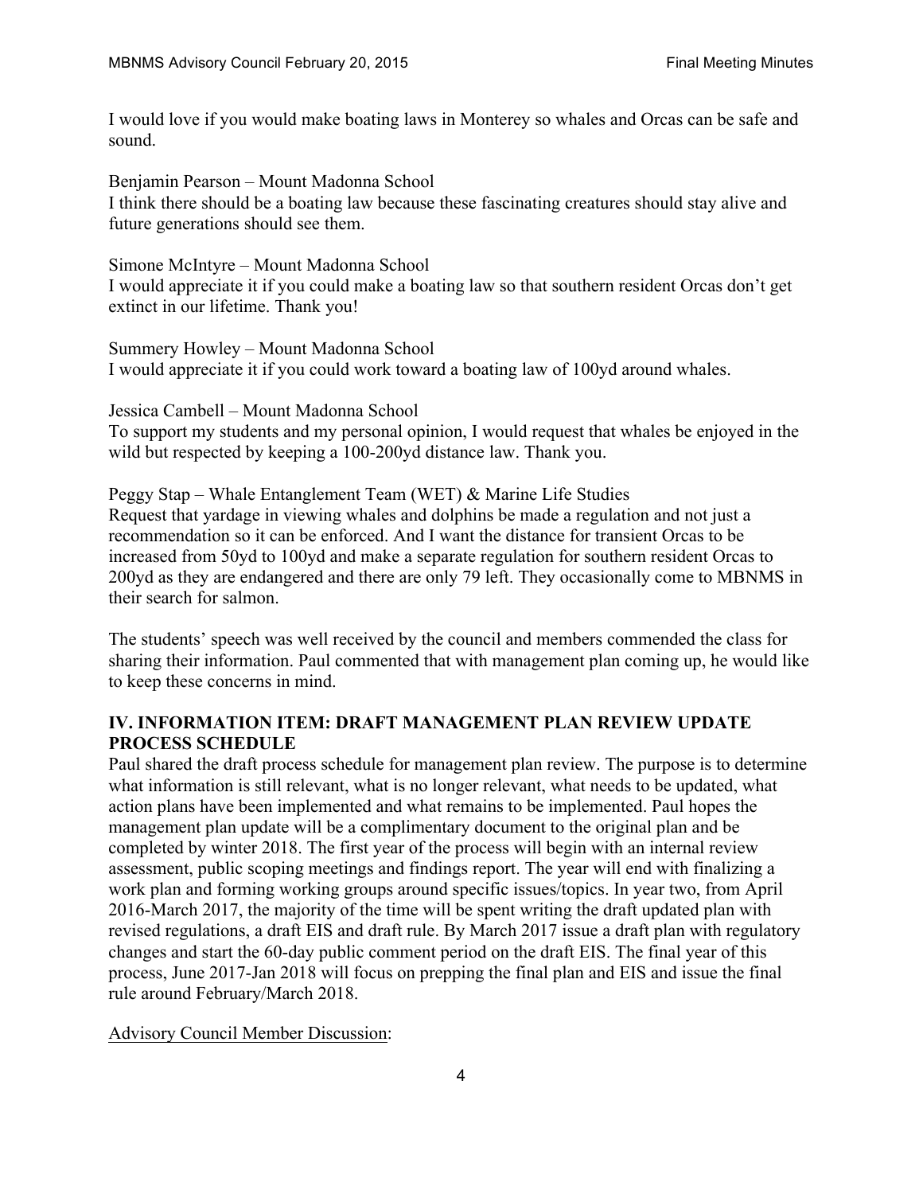I would love if you would make boating laws in Monterey so whales and Orcas can be safe and sound.

Benjamin Pearson – Mount Madonna School
I think there should be a boating law because these fascinating creatures should stay alive and future generations should see them.

Simone McIntyre – Mount Madonna School
I would appreciate it if you could make a boating law so that southern resident Orcas don't get extinct in our lifetime. Thank you!

Summery Howley – Mount Madonna School
I would appreciate it if you could work toward a boating law of 100yd around whales.

Jessica Cambell – Mount Madonna School
To support my students and my personal opinion, I would request that whales be enjoyed in the wild but respected by keeping a 100-200yd distance law. Thank you.

Peggy Stap – Whale Entanglement Team (WET) & Marine Life Studies
Request that yardage in viewing whales and dolphins be made a regulation and not just a recommendation so it can be enforced. And I want the distance for transient Orcas to be increased from 50yd to 100yd and make a separate regulation for southern resident Orcas to 200yd as they are endangered and there are only 79 left. They occasionally come to MBNMS in their search for salmon.

The students' speech was well received by the council and members commended the class for sharing their information. Paul commented that with management plan coming up, he would like to keep these concerns in mind.

## IV. INFORMATION ITEM: DRAFT MANAGEMENT PLAN REVIEW UPDATE PROCESS SCHEDULE

Paul shared the draft process schedule for management plan review. The purpose is to determine what information is still relevant, what is no longer relevant, what needs to be updated, what action plans have been implemented and what remains to be implemented. Paul hopes the management plan update will be a complimentary document to the original plan and be completed by winter 2018. The first year of the process will begin with an internal review assessment, public scoping meetings and findings report. The year will end with finalizing a work plan and forming working groups around specific issues/topics. In year two, from April 2016-March 2017, the majority of the time will be spent writing the draft updated plan with revised regulations, a draft EIS and draft rule. By March 2017 issue a draft plan with regulatory changes and start the 60-day public comment period on the draft EIS. The final year of this process, June 2017-Jan 2018 will focus on prepping the final plan and EIS and issue the final rule around February/March 2018.

Advisory Council Member Discussion: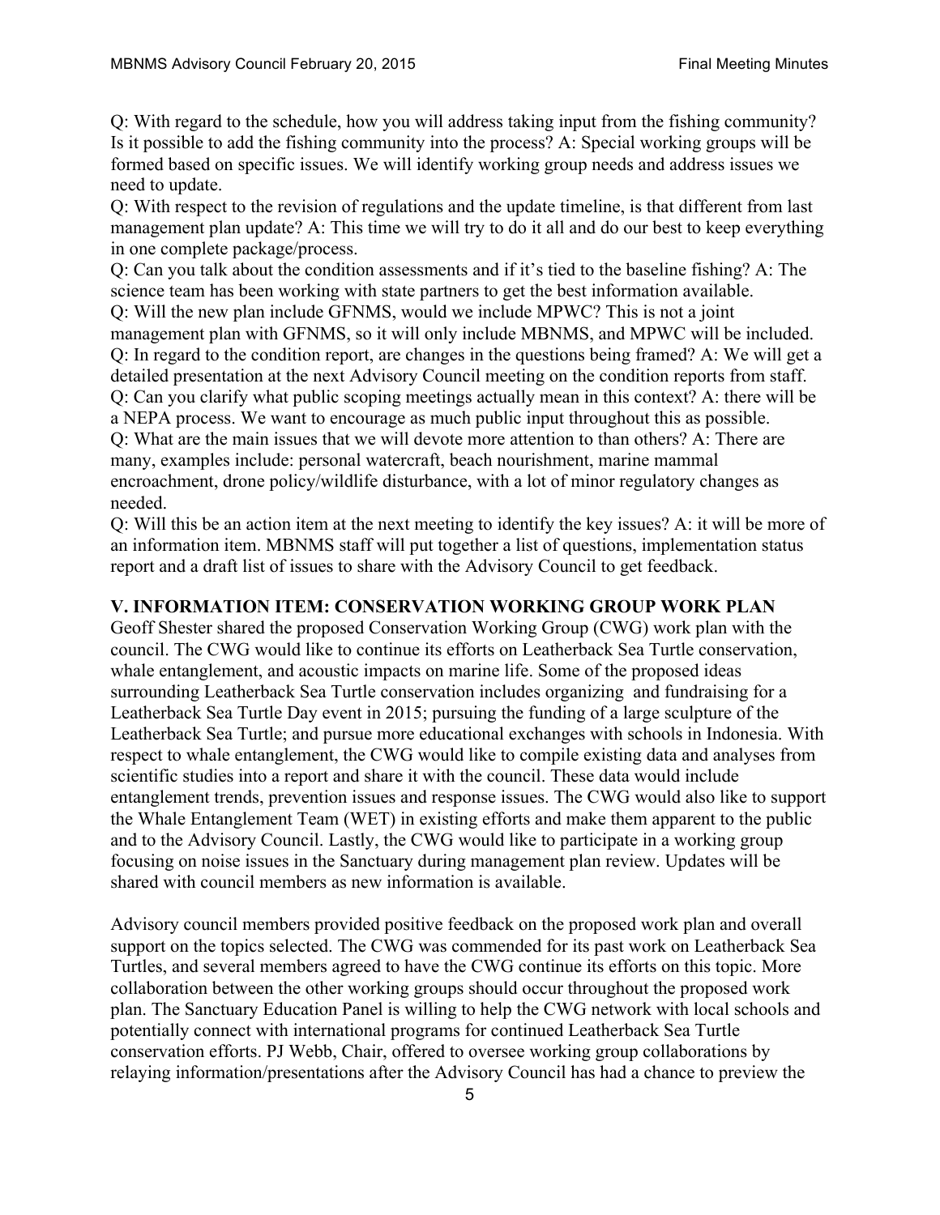Q: With regard to the schedule, how you will address taking input from the fishing community? Is it possible to add the fishing community into the process? A: Special working groups will be formed based on specific issues. We will identify working group needs and address issues we need to update.

Q: With respect to the revision of regulations and the update timeline, is that different from last management plan update? A: This time we will try to do it all and do our best to keep everything in one complete package/process.

Q: Can you talk about the condition assessments and if it's tied to the baseline fishing? A: The science team has been working with state partners to get the best information available.

Q: Will the new plan include GFNMS, would we include MPWC? This is not a joint management plan with GFNMS, so it will only include MBNMS, and MPWC will be included.

Q: In regard to the condition report, are changes in the questions being framed? A: We will get a detailed presentation at the next Advisory Council meeting on the condition reports from staff.

Q: Can you clarify what public scoping meetings actually mean in this context? A: there will be a NEPA process. We want to encourage as much public input throughout this as possible.

Q: What are the main issues that we will devote more attention to than others? A: There are many, examples include: personal watercraft, beach nourishment, marine mammal encroachment, drone policy/wildlife disturbance, with a lot of minor regulatory changes as needed.

Q: Will this be an action item at the next meeting to identify the key issues? A: it will be more of an information item. MBNMS staff will put together a list of questions, implementation status report and a draft list of issues to share with the Advisory Council to get feedback.

## V. INFORMATION ITEM: CONSERVATION WORKING GROUP WORK PLAN

Geoff Shester shared the proposed Conservation Working Group (CWG) work plan with the council. The CWG would like to continue its efforts on Leatherback Sea Turtle conservation, whale entanglement, and acoustic impacts on marine life. Some of the proposed ideas surrounding Leatherback Sea Turtle conservation includes organizing and fundraising for a Leatherback Sea Turtle Day event in 2015; pursuing the funding of a large sculpture of the Leatherback Sea Turtle; and pursue more educational exchanges with schools in Indonesia. With respect to whale entanglement, the CWG would like to compile existing data and analyses from scientific studies into a report and share it with the council. These data would include entanglement trends, prevention issues and response issues. The CWG would also like to support the Whale Entanglement Team (WET) in existing efforts and make them apparent to the public and to the Advisory Council. Lastly, the CWG would like to participate in a working group focusing on noise issues in the Sanctuary during management plan review. Updates will be shared with council members as new information is available.

Advisory council members provided positive feedback on the proposed work plan and overall support on the topics selected. The CWG was commended for its past work on Leatherback Sea Turtles, and several members agreed to have the CWG continue its efforts on this topic. More collaboration between the other working groups should occur throughout the proposed work plan. The Sanctuary Education Panel is willing to help the CWG network with local schools and potentially connect with international programs for continued Leatherback Sea Turtle conservation efforts. PJ Webb, Chair, offered to oversee working group collaborations by relaying information/presentations after the Advisory Council has had a chance to preview the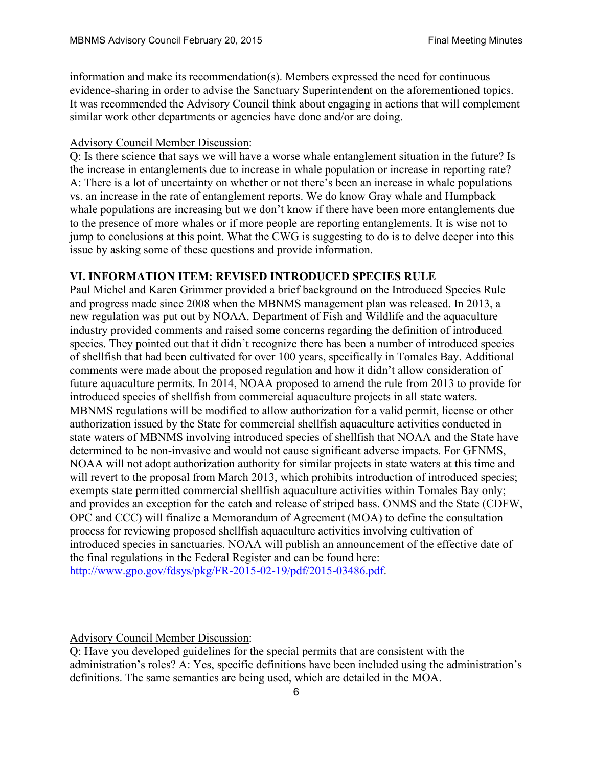information and make its recommendation(s). Members expressed the need for continuous evidence-sharing in order to advise the Sanctuary Superintendent on the aforementioned topics. It was recommended the Advisory Council think about engaging in actions that will complement similar work other departments or agencies have done and/or are doing.

Advisory Council Member Discussion:

Q: Is there science that says we will have a worse whale entanglement situation in the future? Is the increase in entanglements due to increase in whale population or increase in reporting rate? A: There is a lot of uncertainty on whether or not there's been an increase in whale populations vs. an increase in the rate of entanglement reports. We do know Gray whale and Humpback whale populations are increasing but we don't know if there have been more entanglements due to the presence of more whales or if more people are reporting entanglements. It is wise not to jump to conclusions at this point. What the CWG is suggesting to do is to delve deeper into this issue by asking some of these questions and provide information.

**VI. INFORMATION ITEM: REVISED INTRODUCED SPECIES RULE**

Paul Michel and Karen Grimmer provided a brief background on the Introduced Species Rule and progress made since 2008 when the MBNMS management plan was released. In 2013, a new regulation was put out by NOAA. Department of Fish and Wildlife and the aquaculture industry provided comments and raised some concerns regarding the definition of introduced species. They pointed out that it didn't recognize there has been a number of introduced species of shellfish that had been cultivated for over 100 years, specifically in Tomales Bay. Additional comments were made about the proposed regulation and how it didn't allow consideration of future aquaculture permits. In 2014, NOAA proposed to amend the rule from 2013 to provide for introduced species of shellfish from commercial aquaculture projects in all state waters. MBNMS regulations will be modified to allow authorization for a valid permit, license or other authorization issued by the State for commercial shellfish aquaculture activities conducted in state waters of MBNMS involving introduced species of shellfish that NOAA and the State have determined to be non-invasive and would not cause significant adverse impacts. For GFNMS, NOAA will not adopt authorization authority for similar projects in state waters at this time and will revert to the proposal from March 2013, which prohibits introduction of introduced species; exempts state permitted commercial shellfish aquaculture activities within Tomales Bay only; and provides an exception for the catch and release of striped bass. ONMS and the State (CDFW, OPC and CCC) will finalize a Memorandum of Agreement (MOA) to define the consultation process for reviewing proposed shellfish aquaculture activities involving cultivation of introduced species in sanctuaries. NOAA will publish an announcement of the effective date of the final regulations in the Federal Register and can be found here: http://www.gpo.gov/fdsys/pkg/FR-2015-02-19/pdf/2015-03486.pdf.

Advisory Council Member Discussion:

Q: Have you developed guidelines for the special permits that are consistent with the administration's roles? A: Yes, specific definitions have been included using the administration's definitions. The same semantics are being used, which are detailed in the MOA.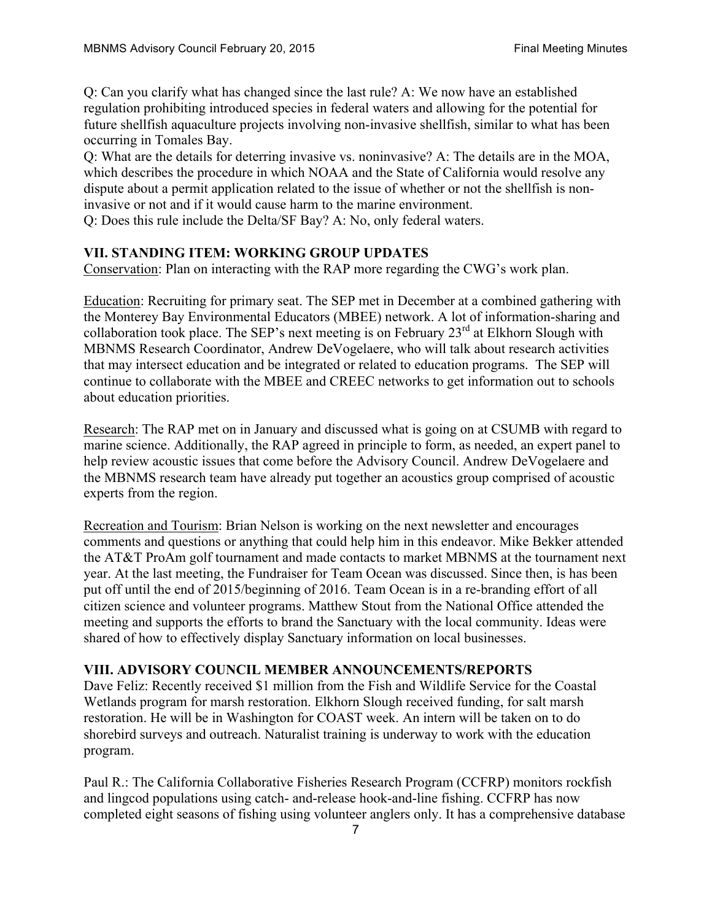Q: Can you clarify what has changed since the last rule? A: We now have an established regulation prohibiting introduced species in federal waters and allowing for the potential for future shellfish aquaculture projects involving non-invasive shellfish, similar to what has been occurring in Tomales Bay.
Q: What are the details for deterring invasive vs. noninvasive? A: The details are in the MOA, which describes the procedure in which NOAA and the State of California would resolve any dispute about a permit application related to the issue of whether or not the shellfish is non-invasive or not and if it would cause harm to the marine environment.
Q: Does this rule include the Delta/SF Bay? A: No, only federal waters.

## VII. STANDING ITEM: WORKING GROUP UPDATES

Conservation: Plan on interacting with the RAP more regarding the CWG's work plan.

Education: Recruiting for primary seat. The SEP met in December at a combined gathering with the Monterey Bay Environmental Educators (MBEE) network. A lot of information-sharing and collaboration took place. The SEP's next meeting is on February 23rd at Elkhorn Slough with MBNMS Research Coordinator, Andrew DeVogelaere, who will talk about research activities that may intersect education and be integrated or related to education programs. The SEP will continue to collaborate with the MBEE and CREEC networks to get information out to schools about education priorities.

Research: The RAP met on in January and discussed what is going on at CSUMB with regard to marine science. Additionally, the RAP agreed in principle to form, as needed, an expert panel to help review acoustic issues that come before the Advisory Council. Andrew DeVogelaere and the MBNMS research team have already put together an acoustics group comprised of acoustic experts from the region.

Recreation and Tourism: Brian Nelson is working on the next newsletter and encourages comments and questions or anything that could help him in this endeavor. Mike Bekker attended the AT&T ProAm golf tournament and made contacts to market MBNMS at the tournament next year. At the last meeting, the Fundraiser for Team Ocean was discussed. Since then, is has been put off until the end of 2015/beginning of 2016. Team Ocean is in a re-branding effort of all citizen science and volunteer programs. Matthew Stout from the National Office attended the meeting and supports the efforts to brand the Sanctuary with the local community. Ideas were shared of how to effectively display Sanctuary information on local businesses.

## VIII. ADVISORY COUNCIL MEMBER ANNOUNCEMENTS/REPORTS

Dave Feliz: Recently received $1 million from the Fish and Wildlife Service for the Coastal Wetlands program for marsh restoration. Elkhorn Slough received funding, for salt marsh restoration. He will be in Washington for COAST week. An intern will be taken on to do shorebird surveys and outreach. Naturalist training is underway to work with the education program.

Paul R.: The California Collaborative Fisheries Research Program (CCFRP) monitors rockfish and lingcod populations using catch- and-release hook-and-line fishing. CCFRP has now completed eight seasons of fishing using volunteer anglers only. It has a comprehensive database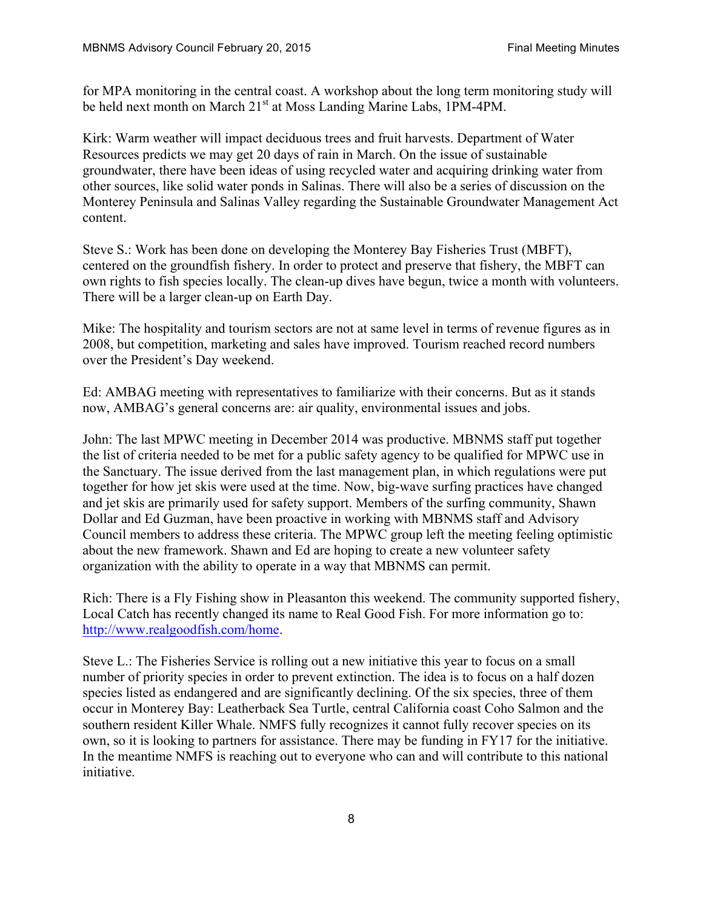for MPA monitoring in the central coast. A workshop about the long term monitoring study will be held next month on March 21st at Moss Landing Marine Labs, 1PM-4PM.

Kirk: Warm weather will impact deciduous trees and fruit harvests. Department of Water Resources predicts we may get 20 days of rain in March. On the issue of sustainable groundwater, there have been ideas of using recycled water and acquiring drinking water from other sources, like solid water ponds in Salinas. There will also be a series of discussion on the Monterey Peninsula and Salinas Valley regarding the Sustainable Groundwater Management Act content.

Steve S.: Work has been done on developing the Monterey Bay Fisheries Trust (MBFT), centered on the groundfish fishery. In order to protect and preserve that fishery, the MBFT can own rights to fish species locally. The clean-up dives have begun, twice a month with volunteers. There will be a larger clean-up on Earth Day.

Mike: The hospitality and tourism sectors are not at same level in terms of revenue figures as in 2008, but competition, marketing and sales have improved. Tourism reached record numbers over the President's Day weekend.

Ed: AMBAG meeting with representatives to familiarize with their concerns. But as it stands now, AMBAG's general concerns are: air quality, environmental issues and jobs.

John: The last MPWC meeting in December 2014 was productive. MBNMS staff put together the list of criteria needed to be met for a public safety agency to be qualified for MPWC use in the Sanctuary. The issue derived from the last management plan, in which regulations were put together for how jet skis were used at the time. Now, big-wave surfing practices have changed and jet skis are primarily used for safety support. Members of the surfing community, Shawn Dollar and Ed Guzman, have been proactive in working with MBNMS staff and Advisory Council members to address these criteria. The MPWC group left the meeting feeling optimistic about the new framework. Shawn and Ed are hoping to create a new volunteer safety organization with the ability to operate in a way that MBNMS can permit.

Rich: There is a Fly Fishing show in Pleasanton this weekend. The community supported fishery, Local Catch has recently changed its name to Real Good Fish. For more information go to: http://www.realgoodfish.com/home.

Steve L.: The Fisheries Service is rolling out a new initiative this year to focus on a small number of priority species in order to prevent extinction. The idea is to focus on a half dozen species listed as endangered and are significantly declining. Of the six species, three of them occur in Monterey Bay: Leatherback Sea Turtle, central California coast Coho Salmon and the southern resident Killer Whale. NMFS fully recognizes it cannot fully recover species on its own, so it is looking to partners for assistance. There may be funding in FY17 for the initiative. In the meantime NMFS is reaching out to everyone who can and will contribute to this national initiative.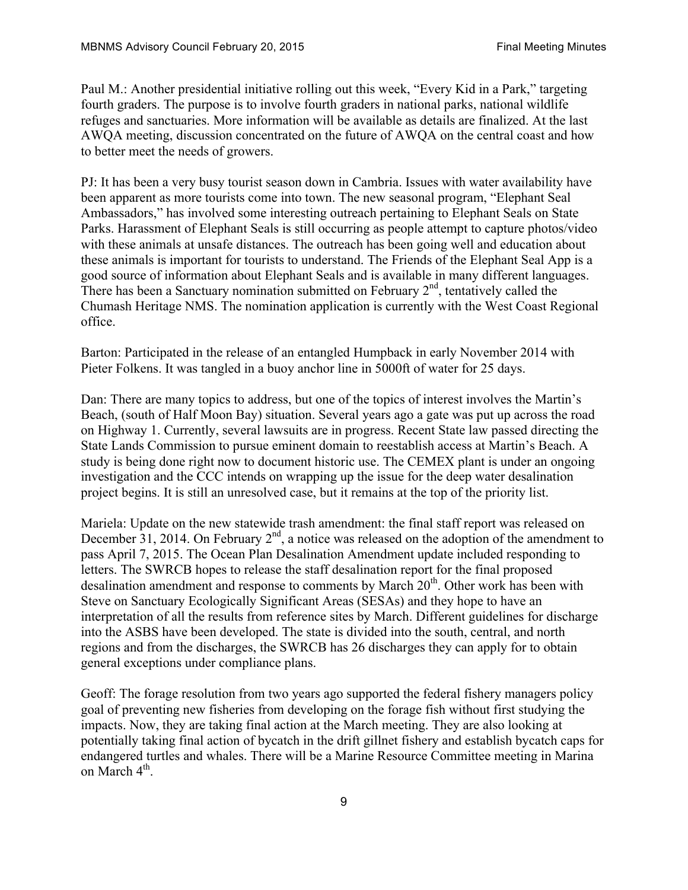Paul M.: Another presidential initiative rolling out this week, "Every Kid in a Park," targeting fourth graders. The purpose is to involve fourth graders in national parks, national wildlife refuges and sanctuaries. More information will be available as details are finalized. At the last AWQA meeting, discussion concentrated on the future of AWQA on the central coast and how to better meet the needs of growers.

PJ: It has been a very busy tourist season down in Cambria. Issues with water availability have been apparent as more tourists come into town. The new seasonal program, "Elephant Seal Ambassadors," has involved some interesting outreach pertaining to Elephant Seals on State Parks. Harassment of Elephant Seals is still occurring as people attempt to capture photos/video with these animals at unsafe distances. The outreach has been going well and education about these animals is important for tourists to understand. The Friends of the Elephant Seal App is a good source of information about Elephant Seals and is available in many different languages. There has been a Sanctuary nomination submitted on February 2nd, tentatively called the Chumash Heritage NMS. The nomination application is currently with the West Coast Regional office.

Barton: Participated in the release of an entangled Humpback in early November 2014 with Pieter Folkens. It was tangled in a buoy anchor line in 5000ft of water for 25 days.

Dan: There are many topics to address, but one of the topics of interest involves the Martin's Beach, (south of Half Moon Bay) situation. Several years ago a gate was put up across the road on Highway 1. Currently, several lawsuits are in progress. Recent State law passed directing the State Lands Commission to pursue eminent domain to reestablish access at Martin's Beach. A study is being done right now to document historic use. The CEMEX plant is under an ongoing investigation and the CCC intends on wrapping up the issue for the deep water desalination project begins. It is still an unresolved case, but it remains at the top of the priority list.

Mariela: Update on the new statewide trash amendment: the final staff report was released on December 31, 2014. On February 2nd, a notice was released on the adoption of the amendment to pass April 7, 2015. The Ocean Plan Desalination Amendment update included responding to letters. The SWRCB hopes to release the staff desalination report for the final proposed desalination amendment and response to comments by March 20th. Other work has been with Steve on Sanctuary Ecologically Significant Areas (SESAs) and they hope to have an interpretation of all the results from reference sites by March. Different guidelines for discharge into the ASBS have been developed. The state is divided into the south, central, and north regions and from the discharges, the SWRCB has 26 discharges they can apply for to obtain general exceptions under compliance plans.

Geoff: The forage resolution from two years ago supported the federal fishery managers policy goal of preventing new fisheries from developing on the forage fish without first studying the impacts. Now, they are taking final action at the March meeting. They are also looking at potentially taking final action of bycatch in the drift gillnet fishery and establish bycatch caps for endangered turtles and whales. There will be a Marine Resource Committee meeting in Marina on March 4th.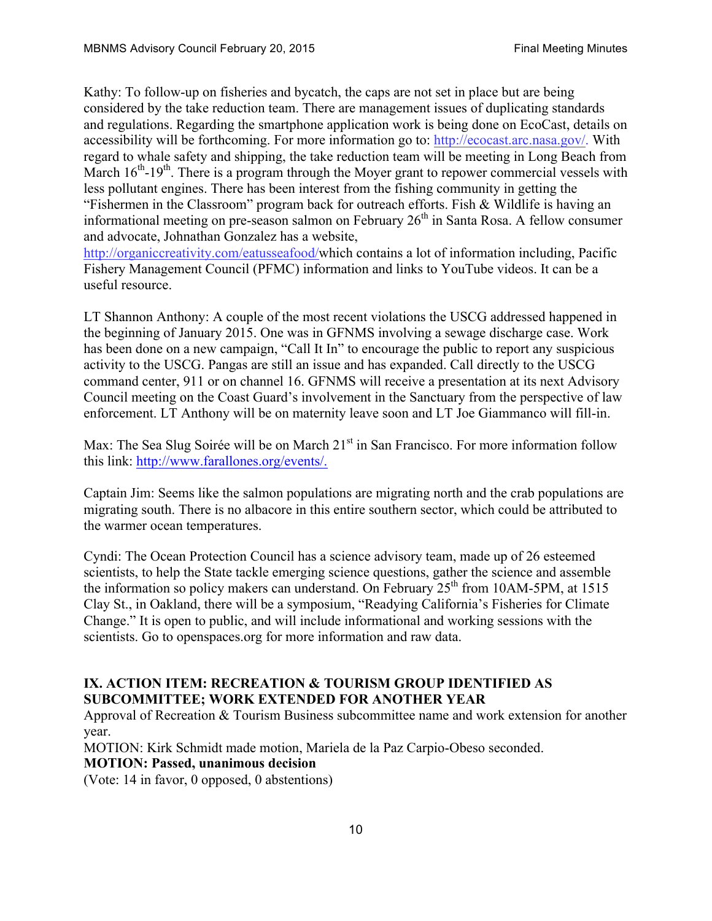Kathy: To follow-up on fisheries and bycatch, the caps are not set in place but are being considered by the take reduction team. There are management issues of duplicating standards and regulations. Regarding the smartphone application work is being done on EcoCast, details on accessibility will be forthcoming. For more information go to: http://ecocast.arc.nasa.gov/. With regard to whale safety and shipping, the take reduction team will be meeting in Long Beach from March 16th-19th. There is a program through the Moyer grant to repower commercial vessels with less pollutant engines. There has been interest from the fishing community in getting the "Fishermen in the Classroom" program back for outreach efforts. Fish & Wildlife is having an informational meeting on pre-season salmon on February 26th in Santa Rosa. A fellow consumer and advocate, Johnathan Gonzalez has a website, http://organiccreativity.com/eatusseafood/which contains a lot of information including, Pacific Fishery Management Council (PFMC) information and links to YouTube videos. It can be a useful resource.

LT Shannon Anthony: A couple of the most recent violations the USCG addressed happened in the beginning of January 2015. One was in GFNMS involving a sewage discharge case. Work has been done on a new campaign, "Call It In" to encourage the public to report any suspicious activity to the USCG. Pangas are still an issue and has expanded. Call directly to the USCG command center, 911 or on channel 16. GFNMS will receive a presentation at its next Advisory Council meeting on the Coast Guard's involvement in the Sanctuary from the perspective of law enforcement. LT Anthony will be on maternity leave soon and LT Joe Giammanco will fill-in.

Max: The Sea Slug Soirée will be on March 21st in San Francisco. For more information follow this link: http://www.farallones.org/events/.

Captain Jim: Seems like the salmon populations are migrating north and the crab populations are migrating south. There is no albacore in this entire southern sector, which could be attributed to the warmer ocean temperatures.

Cyndi: The Ocean Protection Council has a science advisory team, made up of 26 esteemed scientists, to help the State tackle emerging science questions, gather the science and assemble the information so policy makers can understand. On February 25th from 10AM-5PM, at 1515 Clay St., in Oakland, there will be a symposium, "Readying California's Fisheries for Climate Change." It is open to public, and will include informational and working sessions with the scientists. Go to openspaces.org for more information and raw data.

## IX. ACTION ITEM: RECREATION & TOURISM GROUP IDENTIFIED AS SUBCOMMITTEE; WORK EXTENDED FOR ANOTHER YEAR

Approval of Recreation & Tourism Business subcommittee name and work extension for another year.

MOTION: Kirk Schmidt made motion, Mariela de la Paz Carpio-Obeso seconded.

**MOTION: Passed, unanimous decision**

(Vote: 14 in favor, 0 opposed, 0 abstentions)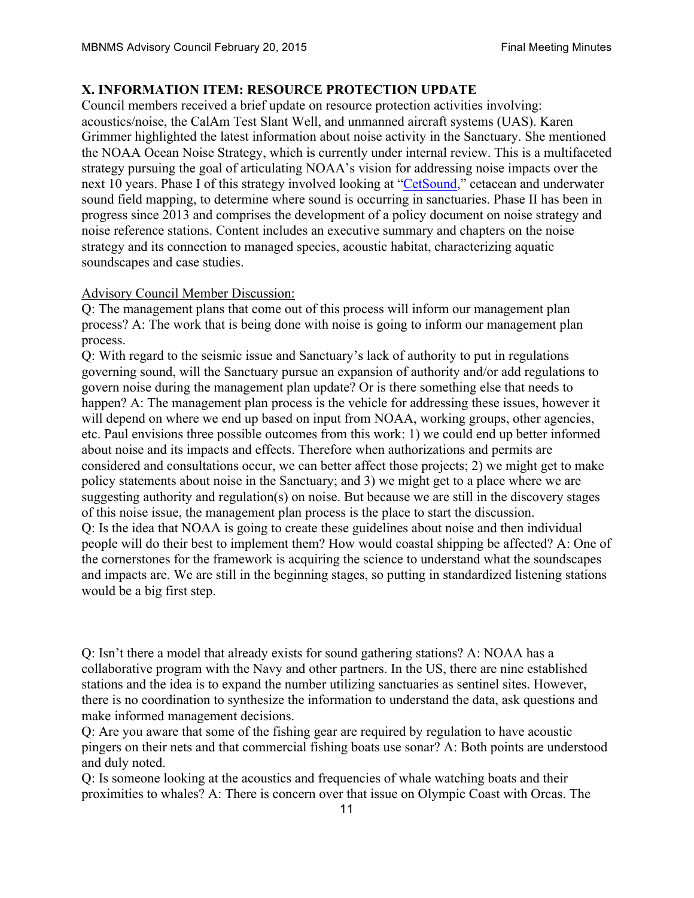## X. INFORMATION ITEM: RESOURCE PROTECTION UPDATE

Council members received a brief update on resource protection activities involving: acoustics/noise, the CalAm Test Slant Well, and unmanned aircraft systems (UAS). Karen Grimmer highlighted the latest information about noise activity in the Sanctuary. She mentioned the NOAA Ocean Noise Strategy, which is currently under internal review. This is a multifaceted strategy pursuing the goal of articulating NOAA's vision for addressing noise impacts over the next 10 years. Phase I of this strategy involved looking at "CetSound," cetacean and underwater sound field mapping, to determine where sound is occurring in sanctuaries. Phase II has been in progress since 2013 and comprises the development of a policy document on noise strategy and noise reference stations. Content includes an executive summary and chapters on the noise strategy and its connection to managed species, acoustic habitat, characterizing aquatic soundscapes and case studies.

Advisory Council Member Discussion:

Q: The management plans that come out of this process will inform our management plan process? A: The work that is being done with noise is going to inform our management plan process.

Q: With regard to the seismic issue and Sanctuary's lack of authority to put in regulations governing sound, will the Sanctuary pursue an expansion of authority and/or add regulations to govern noise during the management plan update? Or is there something else that needs to happen? A: The management plan process is the vehicle for addressing these issues, however it will depend on where we end up based on input from NOAA, working groups, other agencies, etc. Paul envisions three possible outcomes from this work: 1) we could end up better informed about noise and its impacts and effects. Therefore when authorizations and permits are considered and consultations occur, we can better affect those projects; 2) we might get to make policy statements about noise in the Sanctuary; and 3) we might get to a place where we are suggesting authority and regulation(s) on noise. But because we are still in the discovery stages of this noise issue, the management plan process is the place to start the discussion.

Q: Is the idea that NOAA is going to create these guidelines about noise and then individual people will do their best to implement them? How would coastal shipping be affected? A: One of the cornerstones for the framework is acquiring the science to understand what the soundscapes and impacts are. We are still in the beginning stages, so putting in standardized listening stations would be a big first step.

Q: Isn't there a model that already exists for sound gathering stations? A: NOAA has a collaborative program with the Navy and other partners. In the US, there are nine established stations and the idea is to expand the number utilizing sanctuaries as sentinel sites. However, there is no coordination to synthesize the information to understand the data, ask questions and make informed management decisions.

Q: Are you aware that some of the fishing gear are required by regulation to have acoustic pingers on their nets and that commercial fishing boats use sonar? A: Both points are understood and duly noted.

Q: Is someone looking at the acoustics and frequencies of whale watching boats and their proximities to whales? A: There is concern over that issue on Olympic Coast with Orcas. The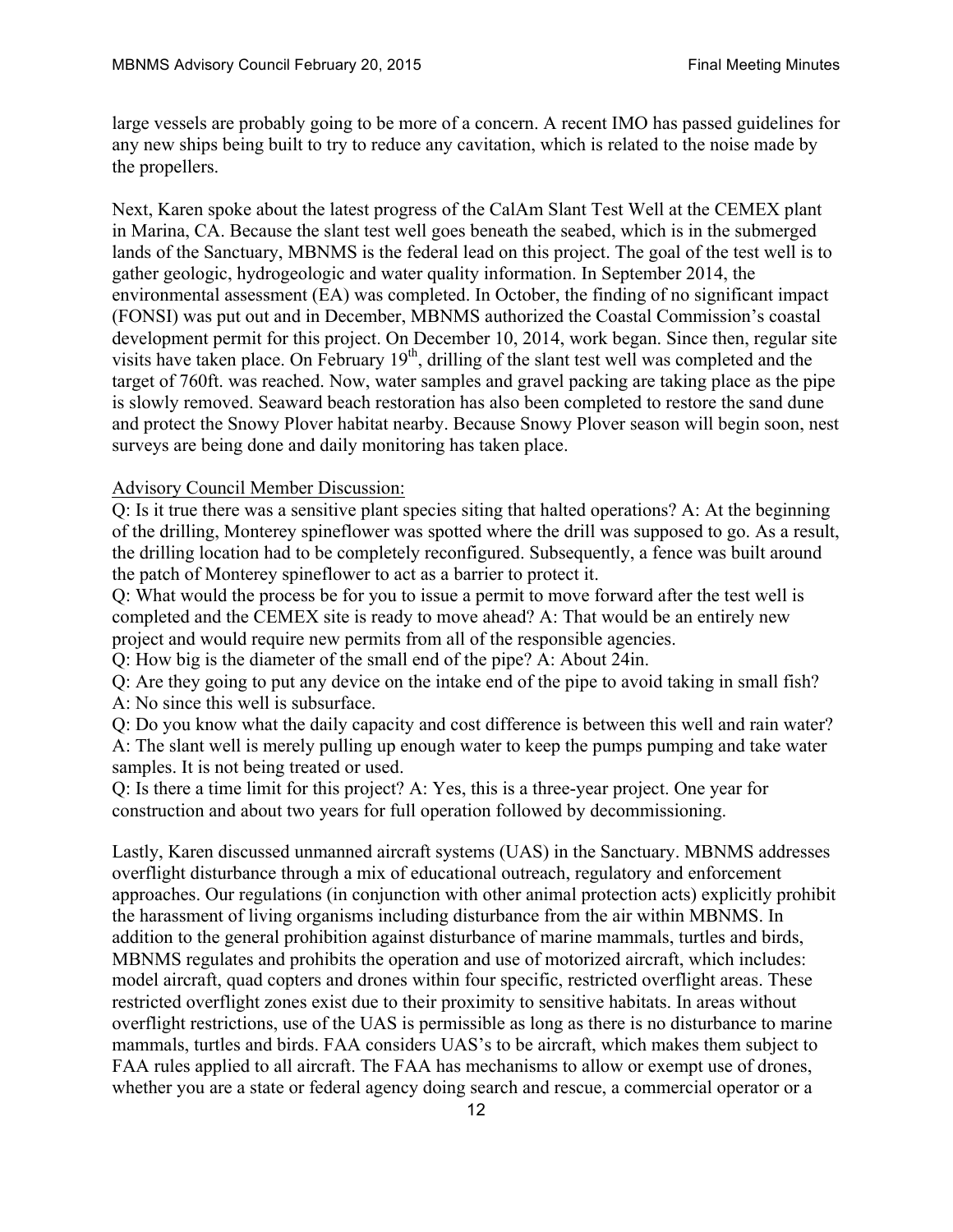large vessels are probably going to be more of a concern. A recent IMO has passed guidelines for any new ships being built to try to reduce any cavitation, which is related to the noise made by the propellers.

Next, Karen spoke about the latest progress of the CalAm Slant Test Well at the CEMEX plant in Marina, CA. Because the slant test well goes beneath the seabed, which is in the submerged lands of the Sanctuary, MBNMS is the federal lead on this project. The goal of the test well is to gather geologic, hydrogeologic and water quality information. In September 2014, the environmental assessment (EA) was completed. In October, the finding of no significant impact (FONSI) was put out and in December, MBNMS authorized the Coastal Commission's coastal development permit for this project. On December 10, 2014, work began. Since then, regular site visits have taken place. On February 19th, drilling of the slant test well was completed and the target of 760ft. was reached. Now, water samples and gravel packing are taking place as the pipe is slowly removed. Seaward beach restoration has also been completed to restore the sand dune and protect the Snowy Plover habitat nearby. Because Snowy Plover season will begin soon, nest surveys are being done and daily monitoring has taken place.

<u>Advisory Council Member Discussion:</u>

Q: Is it true there was a sensitive plant species siting that halted operations? A: At the beginning of the drilling, Monterey spineflower was spotted where the drill was supposed to go. As a result, the drilling location had to be completely reconfigured. Subsequently, a fence was built around the patch of Monterey spineflower to act as a barrier to protect it.
Q: What would the process be for you to issue a permit to move forward after the test well is completed and the CEMEX site is ready to move ahead? A: That would be an entirely new project and would require new permits from all of the responsible agencies.
Q: How big is the diameter of the small end of the pipe? A: About 24in.
Q: Are they going to put any device on the intake end of the pipe to avoid taking in small fish? A: No since this well is subsurface.
Q: Do you know what the daily capacity and cost difference is between this well and rain water? A: The slant well is merely pulling up enough water to keep the pumps pumping and take water samples. It is not being treated or used.
Q: Is there a time limit for this project? A: Yes, this is a three-year project. One year for construction and about two years for full operation followed by decommissioning.

Lastly, Karen discussed unmanned aircraft systems (UAS) in the Sanctuary. MBNMS addresses overflight disturbance through a mix of educational outreach, regulatory and enforcement approaches. Our regulations (in conjunction with other animal protection acts) explicitly prohibit the harassment of living organisms including disturbance from the air within MBNMS. In addition to the general prohibition against disturbance of marine mammals, turtles and birds, MBNMS regulates and prohibits the operation and use of motorized aircraft, which includes: model aircraft, quad copters and drones within four specific, restricted overflight areas. These restricted overflight zones exist due to their proximity to sensitive habitats. In areas without overflight restrictions, use of the UAS is permissible as long as there is no disturbance to marine mammals, turtles and birds. FAA considers UAS's to be aircraft, which makes them subject to FAA rules applied to all aircraft. The FAA has mechanisms to allow or exempt use of drones, whether you are a state or federal agency doing search and rescue, a commercial operator or a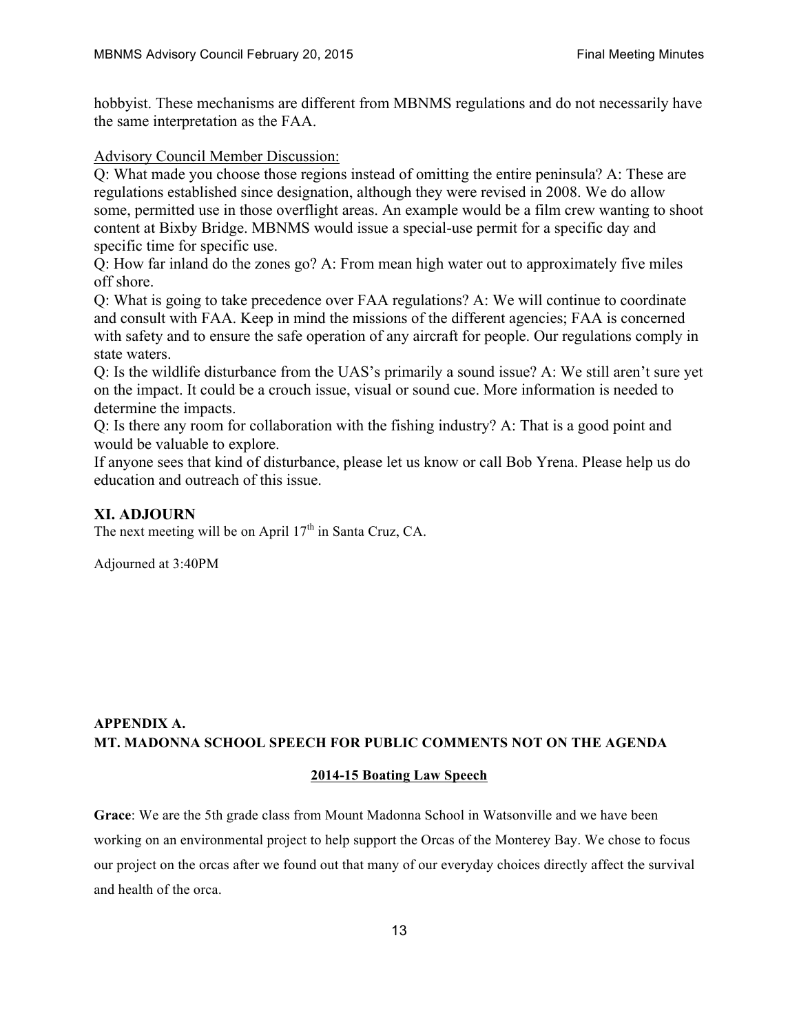hobbyist. These mechanisms are different from MBNMS regulations and do not necessarily have the same interpretation as the FAA.

Advisory Council Member Discussion:

Q: What made you choose those regions instead of omitting the entire peninsula? A: These are regulations established since designation, although they were revised in 2008. We do allow some, permitted use in those overflight areas. An example would be a film crew wanting to shoot content at Bixby Bridge. MBNMS would issue a special-use permit for a specific day and specific time for specific use.

Q: How far inland do the zones go? A: From mean high water out to approximately five miles off shore.

Q: What is going to take precedence over FAA regulations? A: We will continue to coordinate and consult with FAA. Keep in mind the missions of the different agencies; FAA is concerned with safety and to ensure the safe operation of any aircraft for people. Our regulations comply in state waters.

Q: Is the wildlife disturbance from the UAS's primarily a sound issue? A: We still aren't sure yet on the impact. It could be a crouch issue, visual or sound cue. More information is needed to determine the impacts.

Q: Is there any room for collaboration with the fishing industry? A: That is a good point and would be valuable to explore.

If anyone sees that kind of disturbance, please let us know or call Bob Yrena. Please help us do education and outreach of this issue.

## XI. ADJOURN

The next meeting will be on April 17th in Santa Cruz, CA.

Adjourned at 3:40PM

## APPENDIX A.
## MT. MADONNA SCHOOL SPEECH FOR PUBLIC COMMENTS NOT ON THE AGENDA

### 2014-15 Boating Law Speech

**Grace**: We are the 5th grade class from Mount Madonna School in Watsonville and we have been working on an environmental project to help support the Orcas of the Monterey Bay. We chose to focus our project on the orcas after we found out that many of our everyday choices directly affect the survival and health of the orca.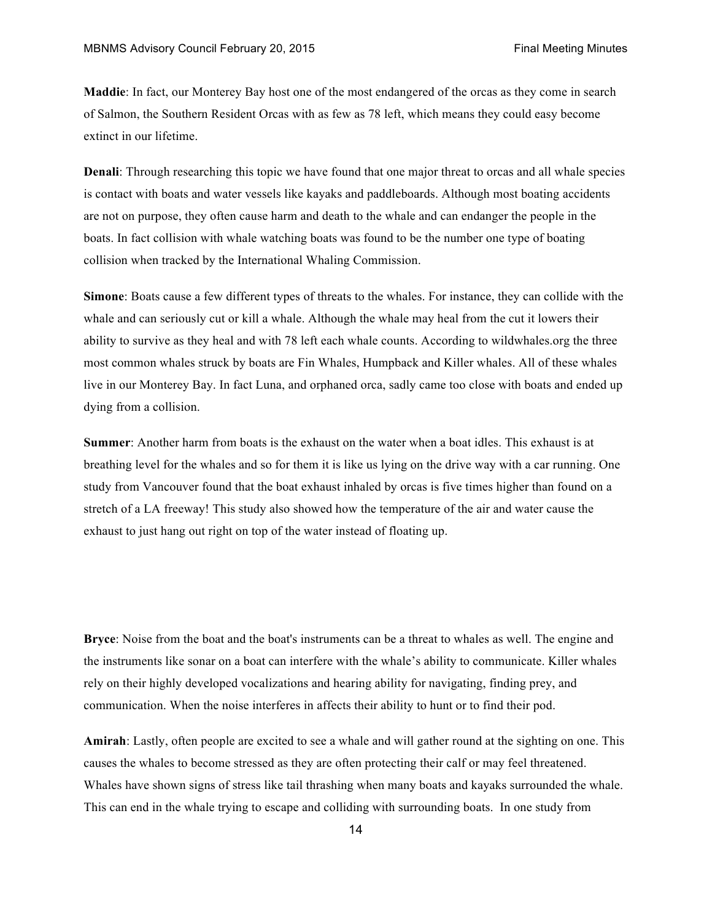**Maddie**: In fact, our Monterey Bay host one of the most endangered of the orcas as they come in search of Salmon, the Southern Resident Orcas with as few as 78 left, which means they could easy become extinct in our lifetime.

**Denali**: Through researching this topic we have found that one major threat to orcas and all whale species is contact with boats and water vessels like kayaks and paddleboards. Although most boating accidents are not on purpose, they often cause harm and death to the whale and can endanger the people in the boats. In fact collision with whale watching boats was found to be the number one type of boating collision when tracked by the International Whaling Commission.

**Simone**: Boats cause a few different types of threats to the whales. For instance, they can collide with the whale and can seriously cut or kill a whale. Although the whale may heal from the cut it lowers their ability to survive as they heal and with 78 left each whale counts. According to wildwhales.org the three most common whales struck by boats are Fin Whales, Humpback and Killer whales. All of these whales live in our Monterey Bay. In fact Luna, and orphaned orca, sadly came too close with boats and ended up dying from a collision.

**Summer**: Another harm from boats is the exhaust on the water when a boat idles. This exhaust is at breathing level for the whales and so for them it is like us lying on the drive way with a car running. One study from Vancouver found that the boat exhaust inhaled by orcas is five times higher than found on a stretch of a LA freeway! This study also showed how the temperature of the air and water cause the exhaust to just hang out right on top of the water instead of floating up.

**Bryce**: Noise from the boat and the boat's instruments can be a threat to whales as well. The engine and the instruments like sonar on a boat can interfere with the whale's ability to communicate. Killer whales rely on their highly developed vocalizations and hearing ability for navigating, finding prey, and communication. When the noise interferes in affects their ability to hunt or to find their pod.

**Amirah**: Lastly, often people are excited to see a whale and will gather round at the sighting on one. This causes the whales to become stressed as they are often protecting their calf or may feel threatened. Whales have shown signs of stress like tail thrashing when many boats and kayaks surrounded the whale. This can end in the whale trying to escape and colliding with surrounding boats. In one study from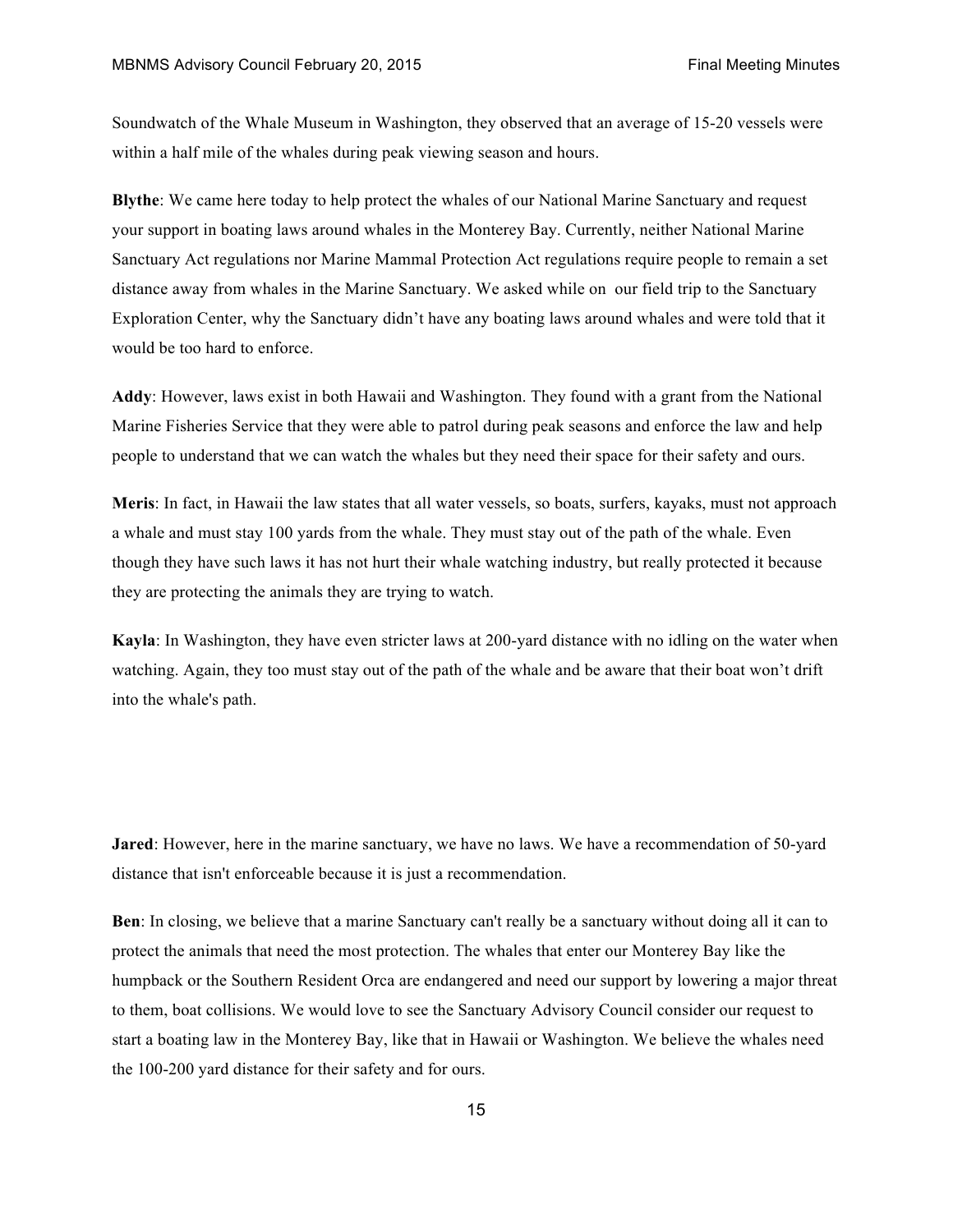Soundwatch of the Whale Museum in Washington, they observed that an average of 15-20 vessels were within a half mile of the whales during peak viewing season and hours.

**Blythe**: We came here today to help protect the whales of our National Marine Sanctuary and request your support in boating laws around whales in the Monterey Bay. Currently, neither National Marine Sanctuary Act regulations nor Marine Mammal Protection Act regulations require people to remain a set distance away from whales in the Marine Sanctuary. We asked while on our field trip to the Sanctuary Exploration Center, why the Sanctuary didn't have any boating laws around whales and were told that it would be too hard to enforce.

**Addy**: However, laws exist in both Hawaii and Washington. They found with a grant from the National Marine Fisheries Service that they were able to patrol during peak seasons and enforce the law and help people to understand that we can watch the whales but they need their space for their safety and ours.

**Meris**: In fact, in Hawaii the law states that all water vessels, so boats, surfers, kayaks, must not approach a whale and must stay 100 yards from the whale. They must stay out of the path of the whale. Even though they have such laws it has not hurt their whale watching industry, but really protected it because they are protecting the animals they are trying to watch.

**Kayla**: In Washington, they have even stricter laws at 200-yard distance with no idling on the water when watching. Again, they too must stay out of the path of the whale and be aware that their boat won't drift into the whale's path.

**Jared**: However, here in the marine sanctuary, we have no laws. We have a recommendation of 50-yard distance that isn't enforceable because it is just a recommendation.

**Ben**: In closing, we believe that a marine Sanctuary can't really be a sanctuary without doing all it can to protect the animals that need the most protection. The whales that enter our Monterey Bay like the humpback or the Southern Resident Orca are endangered and need our support by lowering a major threat to them, boat collisions. We would love to see the Sanctuary Advisory Council consider our request to start a boating law in the Monterey Bay, like that in Hawaii or Washington. We believe the whales need the 100-200 yard distance for their safety and for ours.